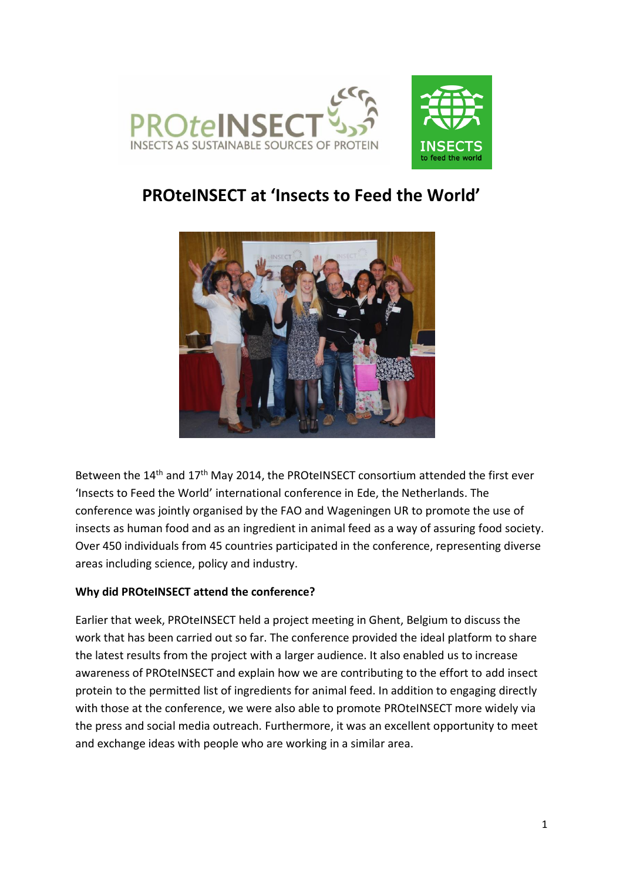# PROteINSECT at 'Insects to Feed the World'

Between the 14th and 17th May 2014, the PROteINSECT consortium attended the first ever 'Insects to Feed the World' international conference in Ede, the Netherlands. The conference was jointly organised by the FAO and Wageningen UR to promote the use of insects as human food and as an ingredient in animal feed as a way of assuring food society. Over 450 individuals from 45 countries participated in the conference, representing diverse areas including science, policy and industry.

**Why did PROteINSECT attend the conference?**

Earlier that week, PROteINSECT held a project meeting in Ghent, Belgium to discuss the work that has been carried out so far. The conference provided the ideal platform to share the latest results from the project with a larger audience. It also enabled us to increase awareness of PROteINSECT and explain how we are contributing to the effort to add insect protein to the permitted list of ingredients for animal feed. In addition to engaging directly with those at the conference, we were also able to promote PROteINSECT more widely via the press and social media outreach. Furthermore, it was an excellent opportunity to meet and exchange ideas with people who are working in a similar area.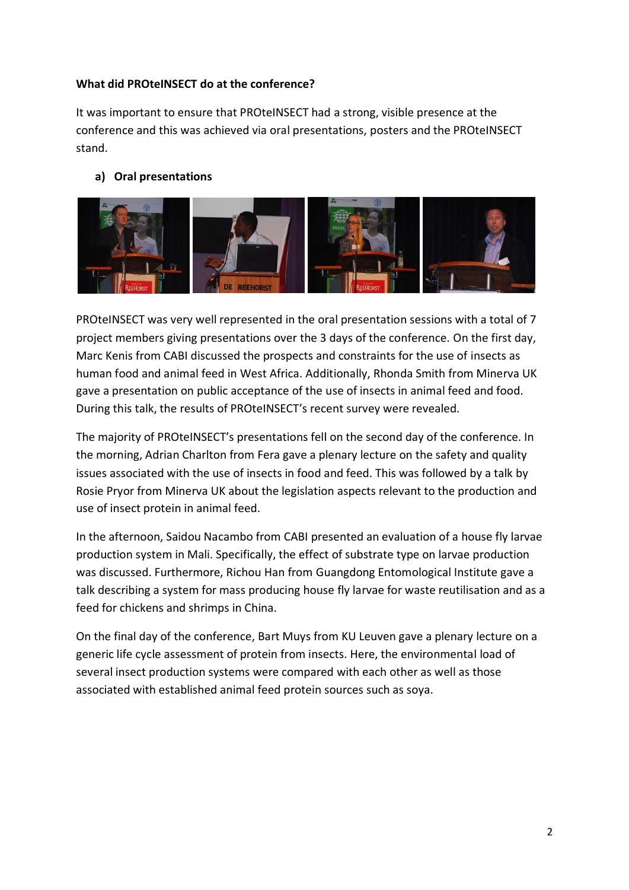**What did PROteINSECT do at the conference?**

It was important to ensure that PROteINSECT had a strong, visible presence at the conference and this was achieved via oral presentations, posters and the PROteINSECT stand.

**a) Oral presentations**

PROteINSECT was very well represented in the oral presentation sessions with a total of 7 project members giving presentations over the 3 days of the conference. On the first day, Marc Kenis from CABI discussed the prospects and constraints for the use of insects as human food and animal feed in West Africa. Additionally, Rhonda Smith from Minerva UK gave a presentation on public acceptance of the use of insects in animal feed and food. During this talk, the results of PROteINSECT's recent survey were revealed.

The majority of PROteINSECT's presentations fell on the second day of the conference. In the morning, Adrian Charlton from Fera gave a plenary lecture on the safety and quality issues associated with the use of insects in food and feed. This was followed by a talk by Rosie Pryor from Minerva UK about the legislation aspects relevant to the production and use of insect protein in animal feed.

In the afternoon, Saidou Nacambo from CABI presented an evaluation of a house fly larvae production system in Mali. Specifically, the effect of substrate type on larvae production was discussed. Furthermore, Richou Han from Guangdong Entomological Institute gave a talk describing a system for mass producing house fly larvae for waste reutilisation and as a feed for chickens and shrimps in China.

On the final day of the conference, Bart Muys from KU Leuven gave a plenary lecture on a generic life cycle assessment of protein from insects. Here, the environmental load of several insect production systems were compared with each other as well as those associated with established animal feed protein sources such as soya.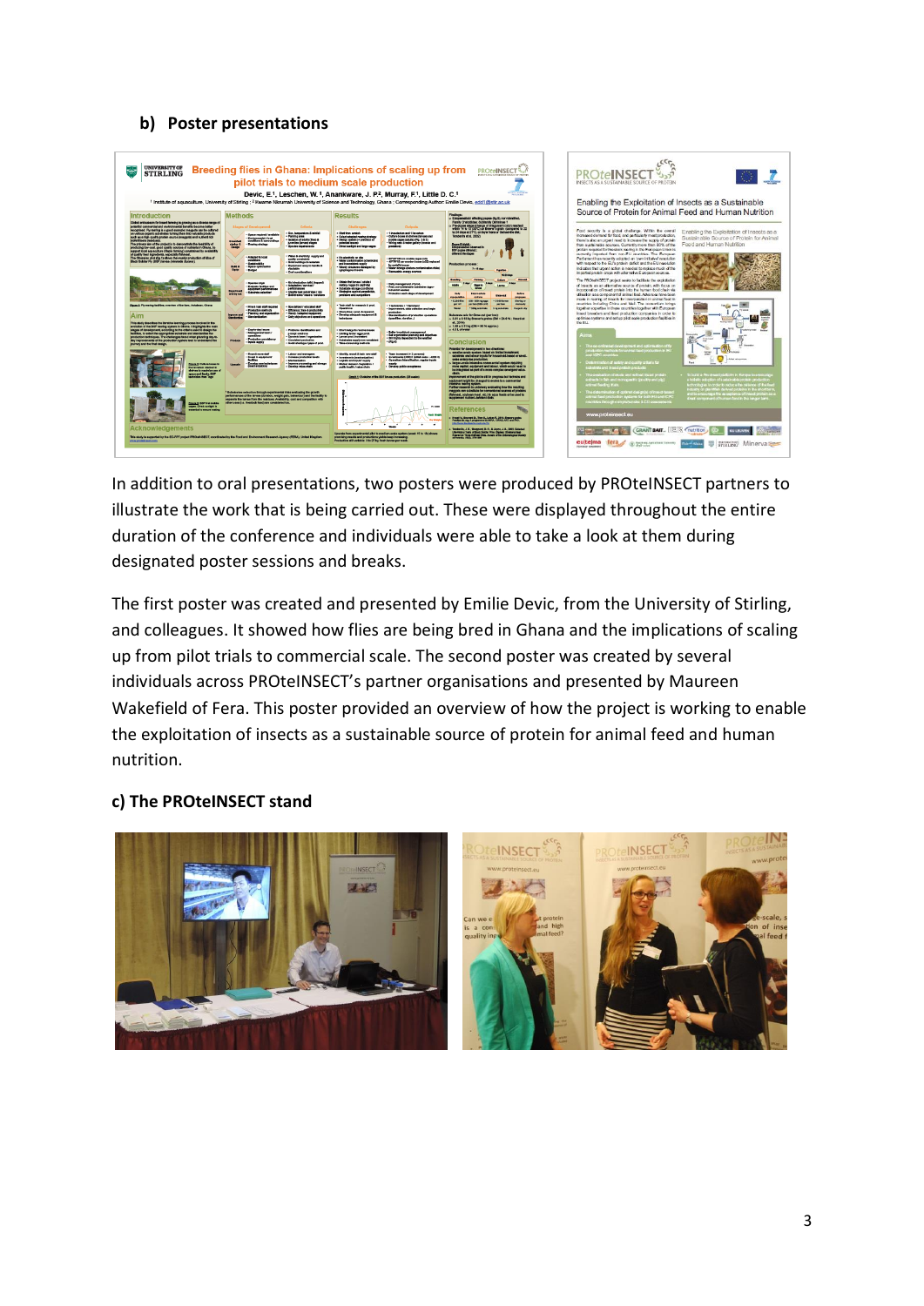## b) Poster presentations

In addition to oral presentations, two posters were produced by PROteINSECT partners to illustrate the work that is being carried out. These were displayed throughout the entire duration of the conference and individuals were able to take a look at them during designated poster sessions and breaks.

The first poster was created and presented by Emilie Devic, from the University of Stirling, and colleagues. It showed how flies are being bred in Ghana and the implications of scaling up from pilot trials to commercial scale. The second poster was created by several individuals across PROteINSECT's partner organisations and presented by Maureen Wakefield of Fera. This poster provided an overview of how the project is working to enable the exploitation of insects as a sustainable source of protein for animal feed and human nutrition.

## c) The PROteINSECT stand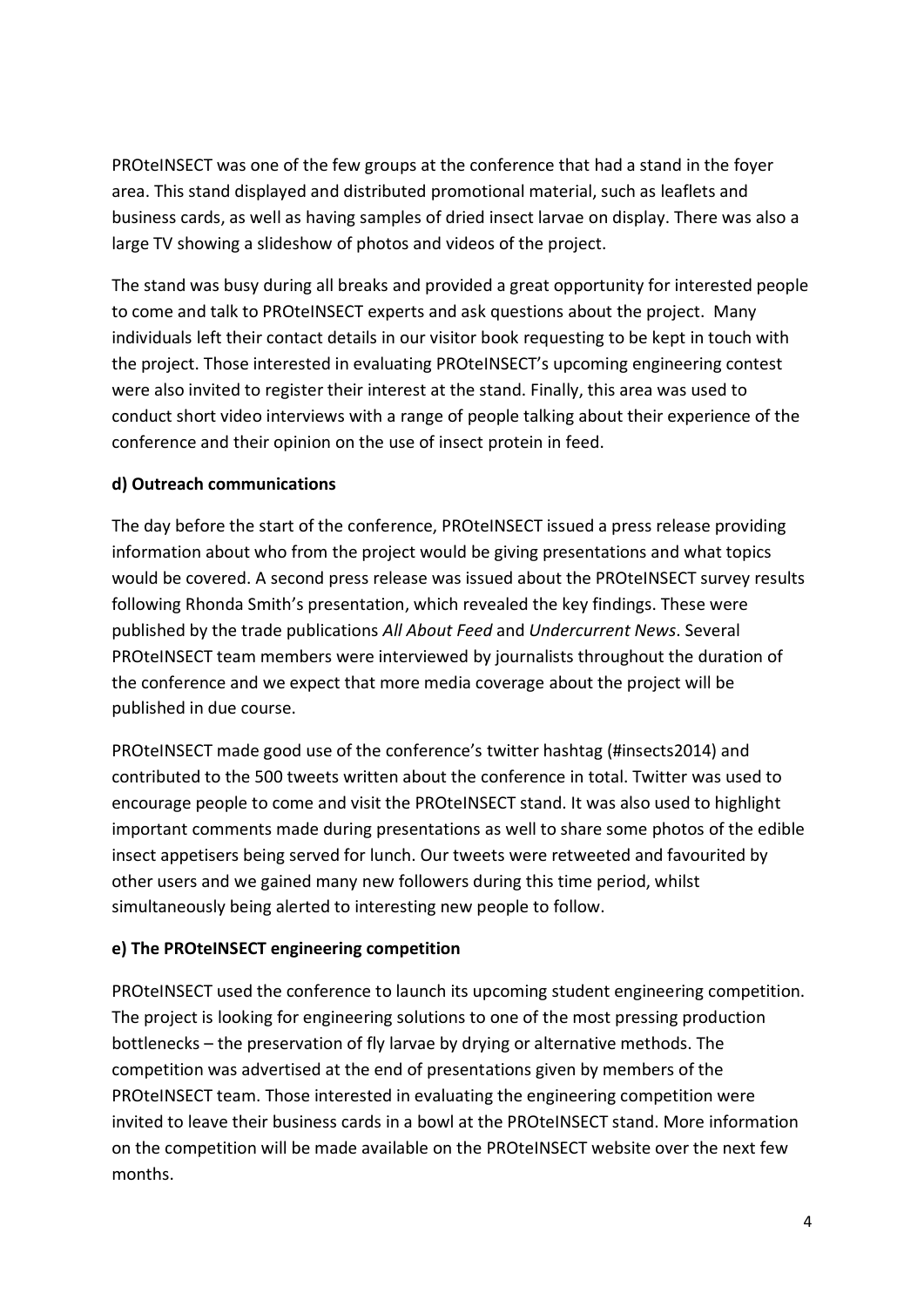PROteINSECT was one of the few groups at the conference that had a stand in the foyer area. This stand displayed and distributed promotional material, such as leaflets and business cards, as well as having samples of dried insect larvae on display. There was also a large TV showing a slideshow of photos and videos of the project.

The stand was busy during all breaks and provided a great opportunity for interested people to come and talk to PROteINSECT experts and ask questions about the project. Many individuals left their contact details in our visitor book requesting to be kept in touch with the project. Those interested in evaluating PROteINSECT's upcoming engineering contest were also invited to register their interest at the stand. Finally, this area was used to conduct short video interviews with a range of people talking about their experience of the conference and their opinion on the use of insect protein in feed.

### d) Outreach communications

The day before the start of the conference, PROteINSECT issued a press release providing information about who from the project would be giving presentations and what topics would be covered. A second press release was issued about the PROteINSECT survey results following Rhonda Smith's presentation, which revealed the key findings. These were published by the trade publications *All About Feed* and *Undercurrent News*. Several PROteINSECT team members were interviewed by journalists throughout the duration of the conference and we expect that more media coverage about the project will be published in due course.

PROteINSECT made good use of the conference's twitter hashtag (#insects2014) and contributed to the 500 tweets written about the conference in total. Twitter was used to encourage people to come and visit the PROteINSECT stand. It was also used to highlight important comments made during presentations as well to share some photos of the edible insect appetisers being served for lunch. Our tweets were retweeted and favourited by other users and we gained many new followers during this time period, whilst simultaneously being alerted to interesting new people to follow.

### e) The PROteINSECT engineering competition

PROteINSECT used the conference to launch its upcoming student engineering competition. The project is looking for engineering solutions to one of the most pressing production bottlenecks – the preservation of fly larvae by drying or alternative methods. The competition was advertised at the end of presentations given by members of the PROteINSECT team. Those interested in evaluating the engineering competition were invited to leave their business cards in a bowl at the PROteINSECT stand. More information on the competition will be made available on the PROteINSECT website over the next few months.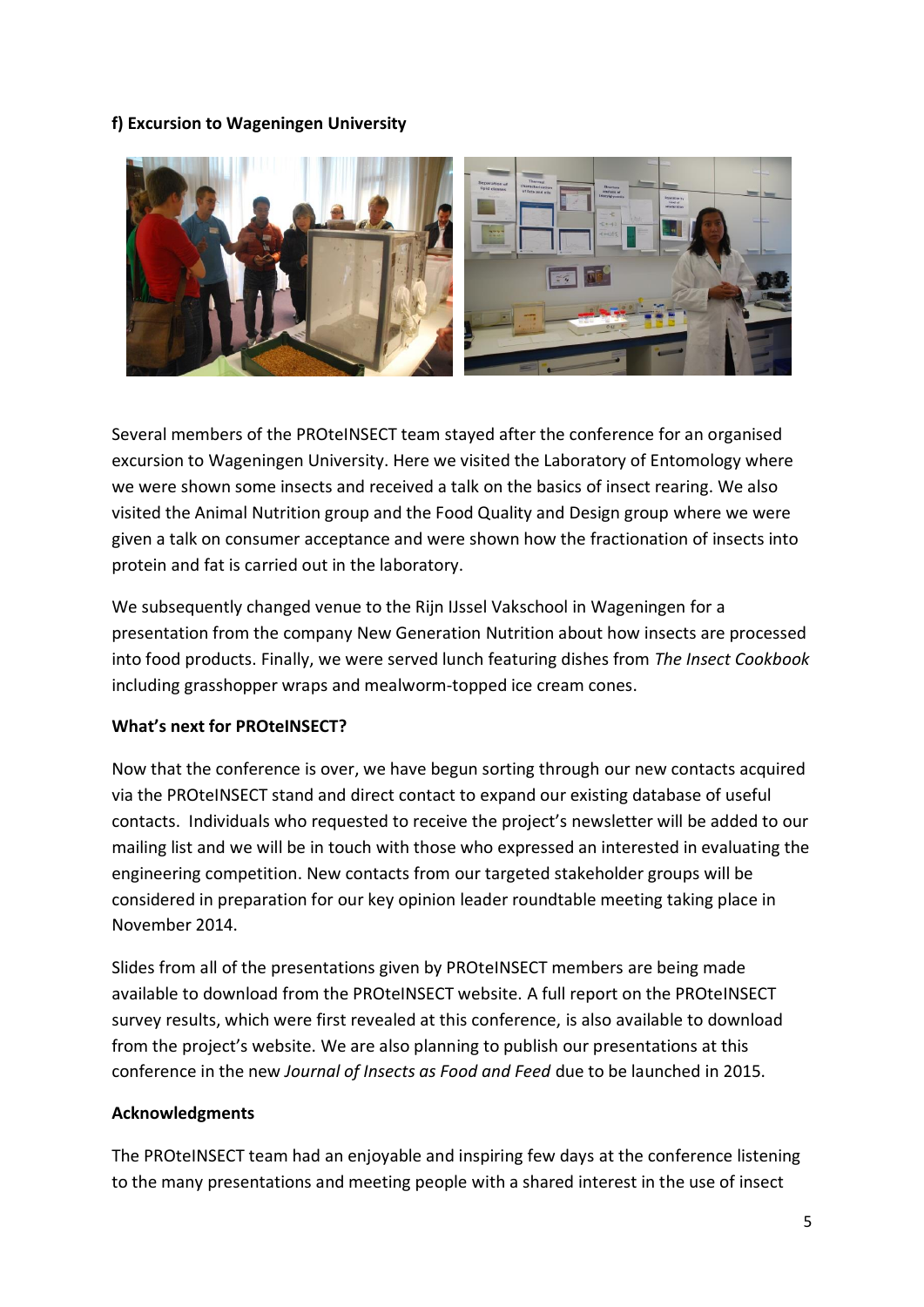**f) Excursion to Wageningen University**

Several members of the PROteINSECT team stayed after the conference for an organised excursion to Wageningen University. Here we visited the Laboratory of Entomology where we were shown some insects and received a talk on the basics of insect rearing. We also visited the Animal Nutrition group and the Food Quality and Design group where we were given a talk on consumer acceptance and were shown how the fractionation of insects into protein and fat is carried out in the laboratory.

We subsequently changed venue to the Rijn IJssel Vakschool in Wageningen for a presentation from the company New Generation Nutrition about how insects are processed into food products. Finally, we were served lunch featuring dishes from *The Insect Cookbook* including grasshopper wraps and mealworm-topped ice cream cones.

**What's next for PROteINSECT?**

Now that the conference is over, we have begun sorting through our new contacts acquired via the PROteINSECT stand and direct contact to expand our existing database of useful contacts. Individuals who requested to receive the project's newsletter will be added to our mailing list and we will be in touch with those who expressed an interested in evaluating the engineering competition. New contacts from our targeted stakeholder groups will be considered in preparation for our key opinion leader roundtable meeting taking place in November 2014.

Slides from all of the presentations given by PROteINSECT members are being made available to download from the PROteINSECT website. A full report on the PROteINSECT survey results, which were first revealed at this conference, is also available to download from the project's website. We are also planning to publish our presentations at this conference in the new *Journal of Insects as Food and Feed* due to be launched in 2015.

**Acknowledgments**

The PROteINSECT team had an enjoyable and inspiring few days at the conference listening to the many presentations and meeting people with a shared interest in the use of insect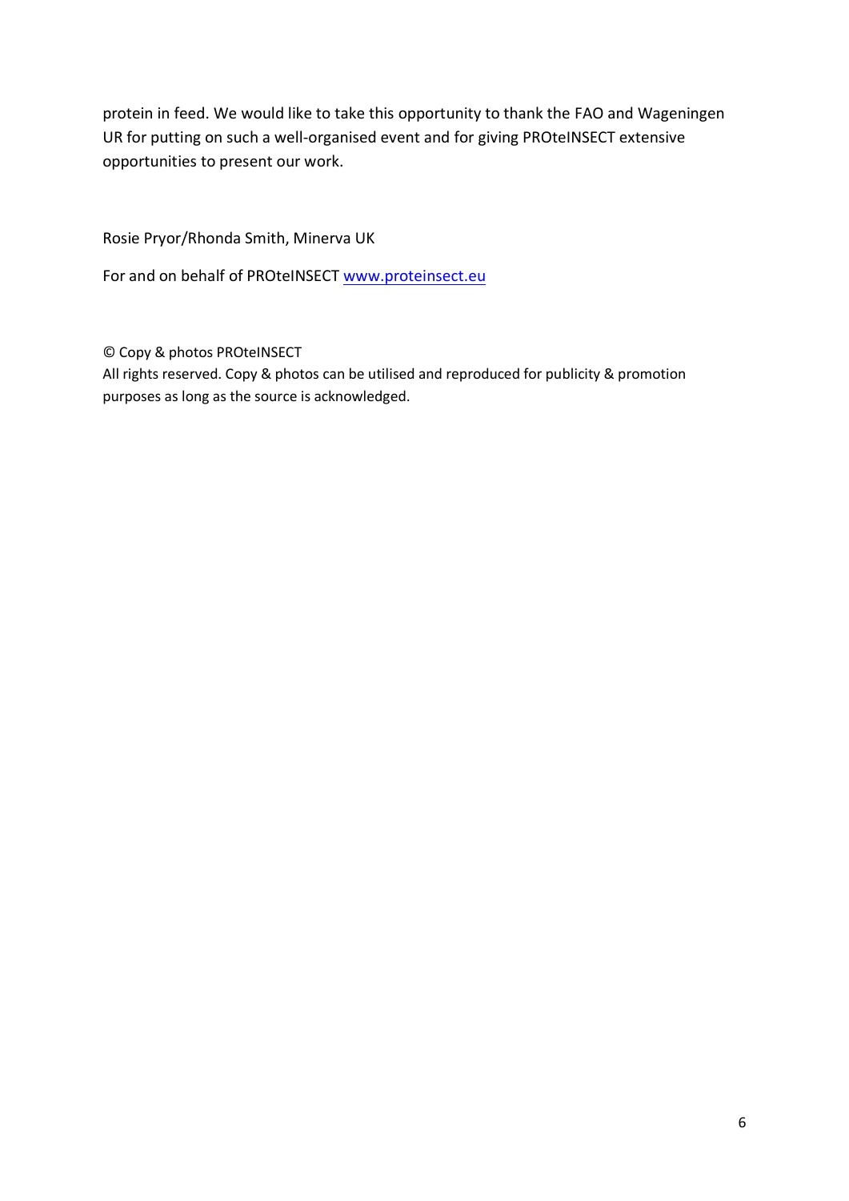protein in feed. We would like to take this opportunity to thank the FAO and Wageningen UR for putting on such a well-organised event and for giving PROteINSECT extensive opportunities to present our work.

Rosie Pryor/Rhonda Smith, Minerva UK

For and on behalf of PROteINSECT [www.proteinsect.eu](http://www.proteinsect.eu)

© Copy & photos PROteINSECT

All rights reserved. Copy & photos can be utilised and reproduced for publicity & promotion purposes as long as the source is acknowledged.